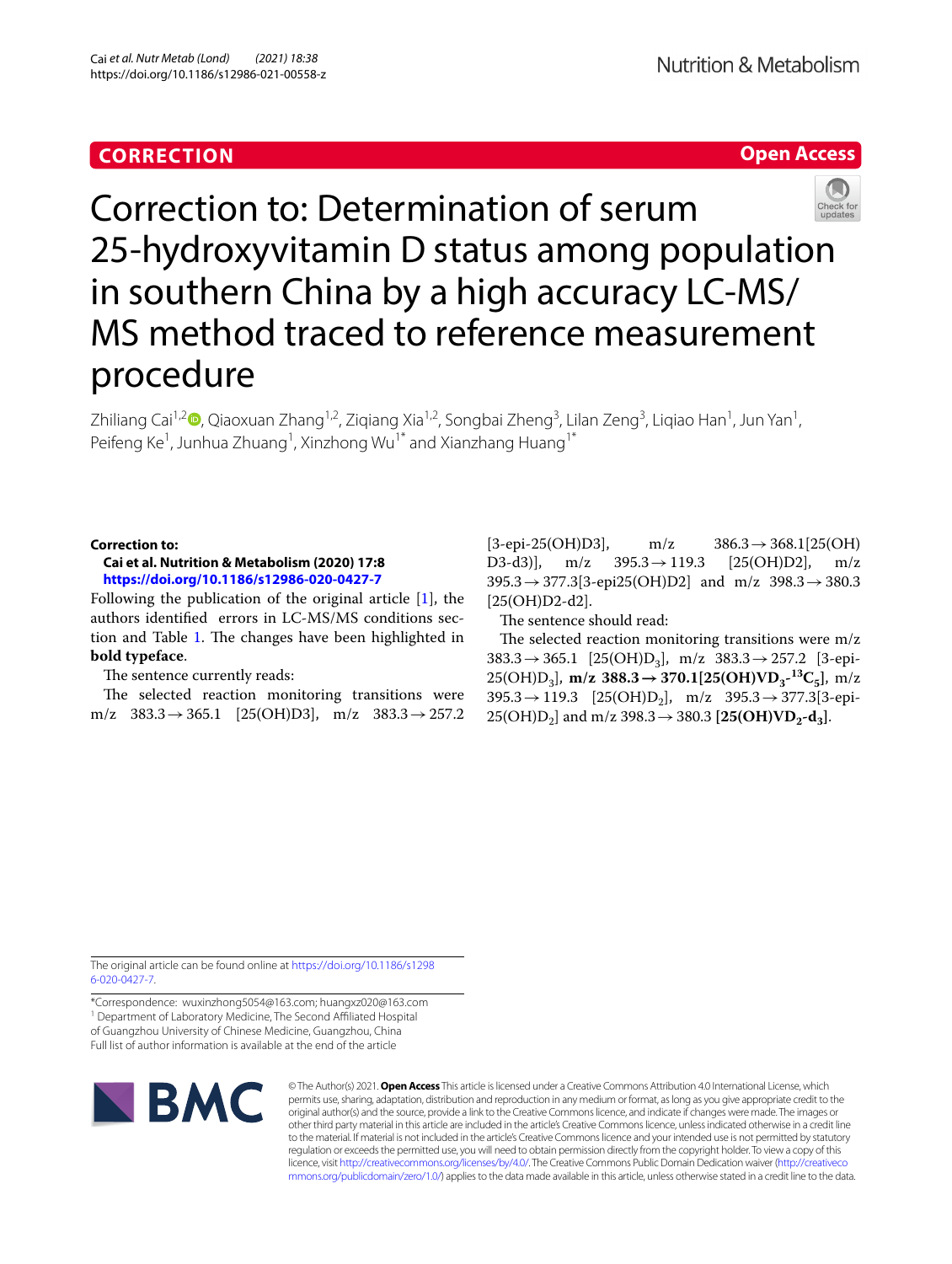CORRECTION

Open Access

# Correction to: Determination of serum 25-hydroxyvitamin D status among population in southern China by a high accuracy LC-MS/MS method traced to reference measurement procedure

Zhiliang Cai[1,2], Qiaoxuan Zhang[1,2], Ziqiang Xia[1,2], Songbai Zheng[3], Lilan Zeng[3], Liqiao Han[1], Jun Yan[1], Peifeng Ke[1], Junhua Zhuang[1], Xinzhong Wu[1*] and Xianzhang Huang[1*]

**Correction to:**
**Cai et al. Nutrition & Metabolism (2020) 17:8**
**https://doi.org/10.1186/s12986-020-0427-7**

Following the publication of the original article [1], the authors identified errors in LC-MS/MS conditions section and Table 1. The changes have been highlighted in **bold typeface**.

The sentence currently reads:

The selected reaction monitoring transitions were m/z 383.3 → 365.1 [25(OH)D3], m/z 383.3 → 257.2 [3-epi-25(OH)D3], m/z 386.3 → 368.1[25(OH) D3-d3)], m/z 395.3 → 119.3 [25(OH)D2], m/z 395.3 → 377.3[3-epi25(OH)D2] and m/z 398.3 → 380.3 [25(OH)D2-d2].

The sentence should read:

The selected reaction monitoring transitions were m/z 383.3 → 365.1 [25(OH)$D_3$], m/z 383.3 → 257.2 [3-epi-25(OH)$D_3$], **m/z 388.3 → 370.1[25(OH)$VD_3$-$^{13}C_5$]**, m/z 395.3 → 119.3 [25(OH)$D_2$], m/z 395.3 → 377.3[3-epi-25(OH)$D_2$] and m/z 398.3 → 380.3 **[25(OH)$VD_2$-$d_3$]**.

The original article can be found online at https://doi.org/10.1186/s12986-020-0427-7.

*Correspondence: wuxinzhong5054@163.com; huangxz020@163.com
[1] Department of Laboratory Medicine, The Second Affiliated Hospital of Guangzhou University of Chinese Medicine, Guangzhou, China
Full list of author information is available at the end of the article

© The Author(s) 2021. **Open Access** This article is licensed under a Creative Commons Attribution 4.0 International License, which permits use, sharing, adaptation, distribution and reproduction in any medium or format, as long as you give appropriate credit to the original author(s) and the source, provide a link to the Creative Commons licence, and indicate if changes were made. The images or other third party material in this article are included in the article's Creative Commons licence, unless indicated otherwise in a credit line to the material. If material is not included in the article's Creative Commons licence and your intended use is not permitted by statutory regulation or exceeds the permitted use, you will need to obtain permission directly from the copyright holder. To view a copy of this licence, visit http://creativecommons.org/licenses/by/4.0/. The Creative Commons Public Domain Dedication waiver (http://creativecommons.org/publicdomain/zero/1.0/) applies to the data made available in this article, unless otherwise stated in a credit line to the data.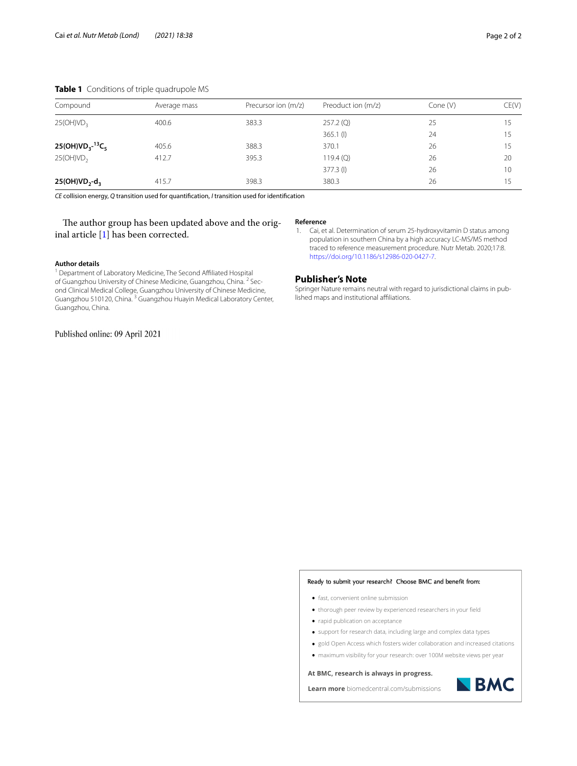**Table 1** Conditions of triple quadrupole MS

| Compound | Average mass | Precursor ion (m/z) | Preoduct ion (m/z) | Cone (V) | CE(V) |
|---|---|---|---|---|---|
| 25(OH)$VD_3$ | 400.6 | 383.3 | 257.2 (Q) | 25 | 15 |
| | | | 365.1 (I) | 24 | 15 |
| **25(OH)$VD_3$-$^{13}C_5$** | 405.6 | 388.3 | 370.1 | 26 | 15 |
| 25(OH)$VD_2$ | 412.7 | 395.3 | 119.4 (Q) | 26 | 20 |
| | | | 377.3 (I) | 26 | 10 |
| **25(OH)$VD_2$-$d_3$** | 415.7 | 398.3 | 380.3 | 26 | 15 |

*CE* collision energy, *Q* transition used for quantification, *I* transition used for identification

The author group has been updated above and the original article [1] has been corrected.

**Author details**

[1] Department of Laboratory Medicine, The Second Affiliated Hospital of Guangzhou University of Chinese Medicine, Guangzhou, China. [2] Second Clinical Medical College, Guangzhou University of Chinese Medicine, Guangzhou 510120, China. [3] Guangzhou Huayin Medical Laboratory Center, Guangzhou, China.

Published online: 09 April 2021

**Reference**

1. Cai, et al. Determination of serum 25-hydroxyvitamin D status among population in southern China by a high accuracy LC-MS/MS method traced to reference measurement procedure. Nutr Metab. 2020;17:8. https://doi.org/10.1186/s12986-020-0427-7.

## Publisher's Note

Springer Nature remains neutral with regard to jurisdictional claims in published maps and institutional affiliations.

Ready to submit your research? Choose BMC and benefit from:

- fast, convenient online submission
- thorough peer review by experienced researchers in your field
- rapid publication on acceptance
- support for research data, including large and complex data types
- gold Open Access which fosters wider collaboration and increased citations
- maximum visibility for your research: over 100M website views per year

**At BMC, research is always in progress.**

**Learn more** biomedcentral.com/submissions

BMC